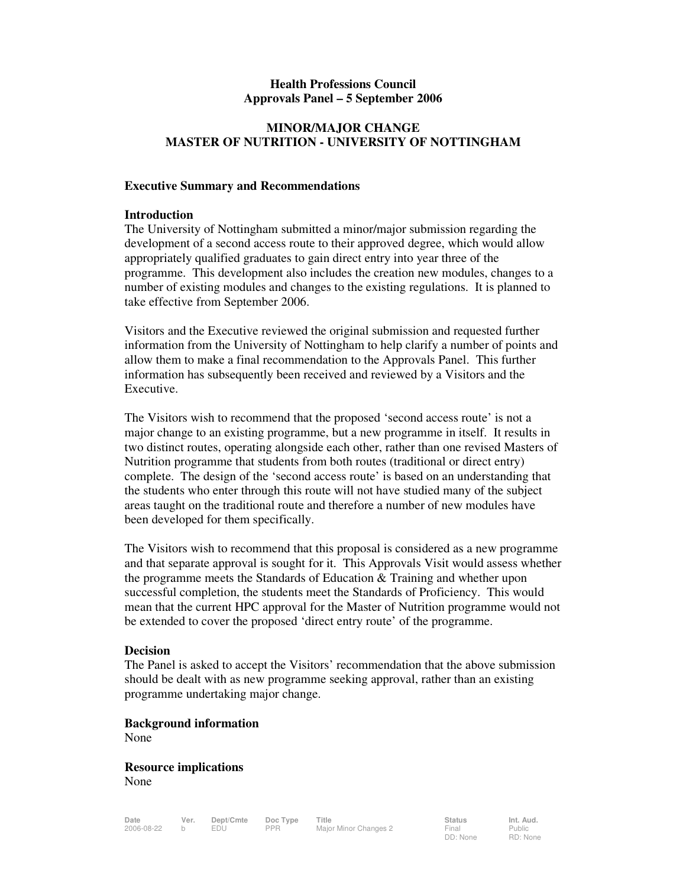**Health Professions Council**
**Approvals Panel – 5 September 2006**

**MINOR/MAJOR CHANGE**
**MASTER OF NUTRITION - UNIVERSITY OF NOTTINGHAM**

**Executive Summary and Recommendations**

**Introduction**

The University of Nottingham submitted a minor/major submission regarding the development of a second access route to their approved degree, which would allow appropriately qualified graduates to gain direct entry into year three of the programme. This development also includes the creation new modules, changes to a number of existing modules and changes to the existing regulations. It is planned to take effective from September 2006.

Visitors and the Executive reviewed the original submission and requested further information from the University of Nottingham to help clarify a number of points and allow them to make a final recommendation to the Approvals Panel. This further information has subsequently been received and reviewed by a Visitors and the Executive.

The Visitors wish to recommend that the proposed 'second access route' is not a major change to an existing programme, but a new programme in itself. It results in two distinct routes, operating alongside each other, rather than one revised Masters of Nutrition programme that students from both routes (traditional or direct entry) complete. The design of the 'second access route' is based on an understanding that the students who enter through this route will not have studied many of the subject areas taught on the traditional route and therefore a number of new modules have been developed for them specifically.

The Visitors wish to recommend that this proposal is considered as a new programme and that separate approval is sought for it. This Approvals Visit would assess whether the programme meets the Standards of Education & Training and whether upon successful completion, the students meet the Standards of Proficiency. This would mean that the current HPC approval for the Master of Nutrition programme would not be extended to cover the proposed 'direct entry route' of the programme.

**Decision**

The Panel is asked to accept the Visitors' recommendation that the above submission should be dealt with as new programme seeking approval, rather than an existing programme undertaking major change.

**Background information**

None

**Resource implications**

None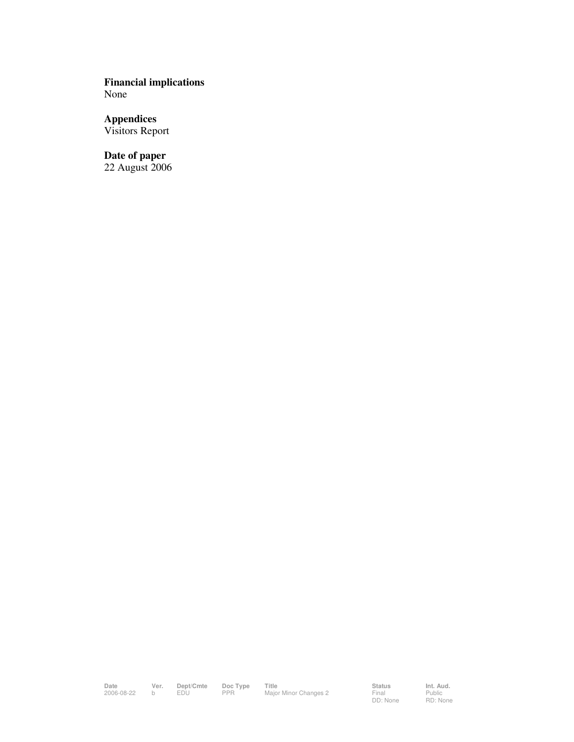**Financial implications**
None

**Appendices**
Visitors Report

**Date of paper**
22 August 2006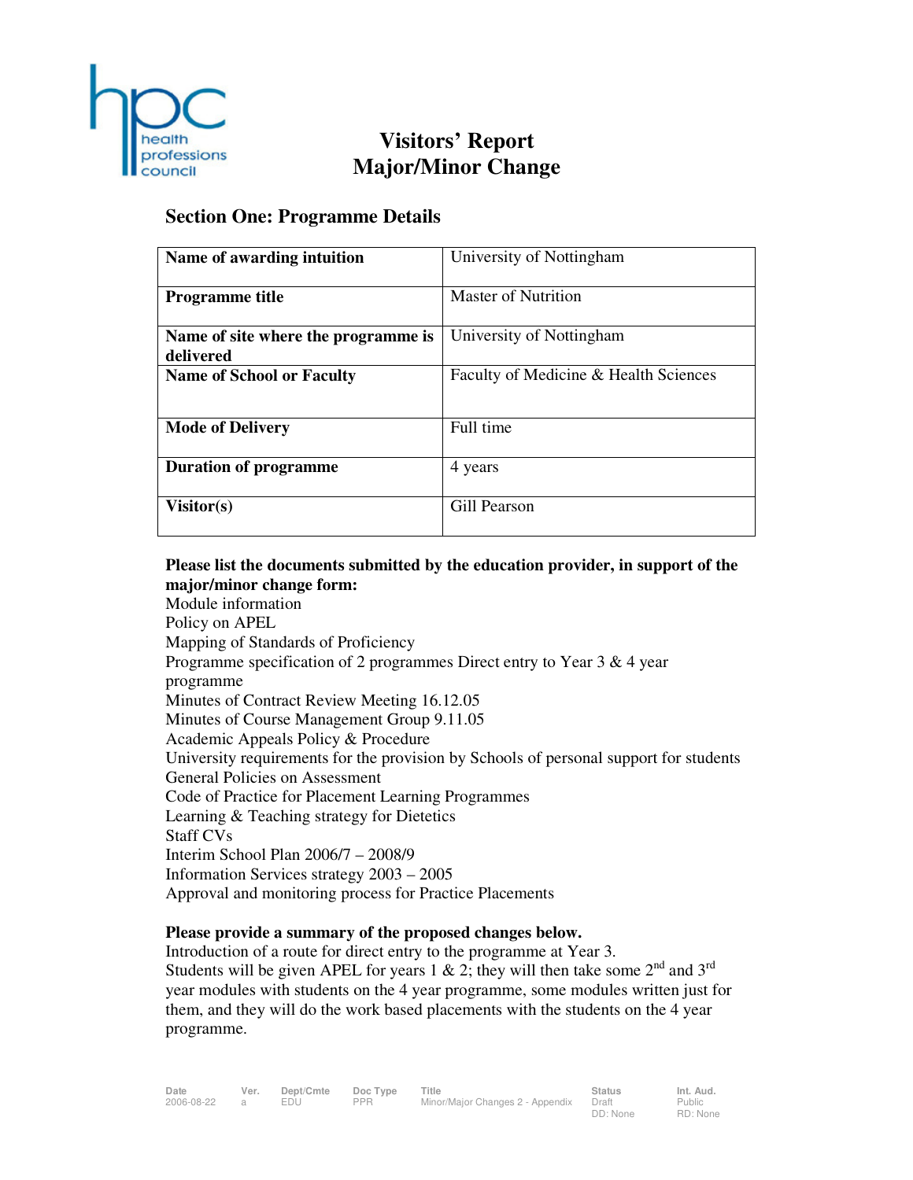# Visitors' Report
# Major/Minor Change

## Section One: Programme Details

| | |
|---|---|
| **Name of awarding intuition** | University of Nottingham |
| **Programme title** | Master of Nutrition |
| **Name of site where the programme is delivered** | University of Nottingham |
| **Name of School or Faculty** | Faculty of Medicine & Health Sciences |
| **Mode of Delivery** | Full time |
| **Duration of programme** | 4 years |
| **Visitor(s)** | Gill Pearson |

**Please list the documents submitted by the education provider, in support of the major/minor change form:**

Module information
Policy on APEL
Mapping of Standards of Proficiency
Programme specification of 2 programmes Direct entry to Year 3 & 4 year programme
Minutes of Contract Review Meeting 16.12.05
Minutes of Course Management Group 9.11.05
Academic Appeals Policy & Procedure
University requirements for the provision by Schools of personal support for students
General Policies on Assessment
Code of Practice for Placement Learning Programmes
Learning & Teaching strategy for Dietetics
Staff CVs
Interim School Plan 2006/7 – 2008/9
Information Services strategy 2003 – 2005
Approval and monitoring process for Practice Placements

**Please provide a summary of the proposed changes below.**

Introduction of a route for direct entry to the programme at Year 3.
Students will be given APEL for years 1 & 2; they will then take some 2nd and 3rd year modules with students on the 4 year programme, some modules written just for them, and they will do the work based placements with the students on the 4 year programme.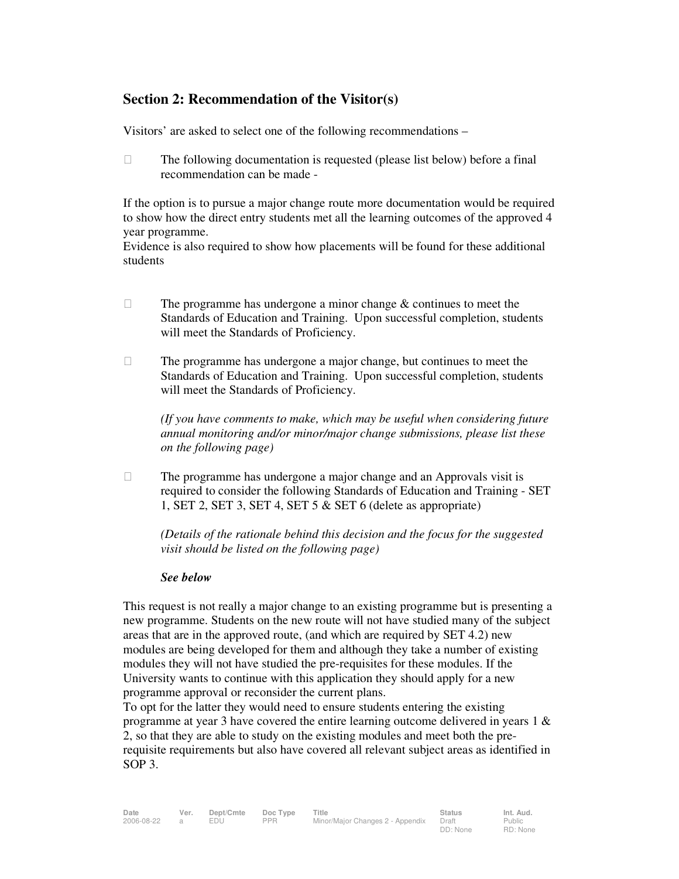## Section 2: Recommendation of the Visitor(s)

Visitors' are asked to select one of the following recommendations –

- ☐ The following documentation is requested (please list below) before a final recommendation can be made -

If the option is to pursue a major change route more documentation would be required to show how the direct entry students met all the learning outcomes of the approved 4 year programme.
Evidence is also required to show how placements will be found for these additional students

- ☐ The programme has undergone a minor change & continues to meet the Standards of Education and Training. Upon successful completion, students will meet the Standards of Proficiency.

- ☐ The programme has undergone a major change, but continues to meet the Standards of Education and Training. Upon successful completion, students will meet the Standards of Proficiency.

  *(If you have comments to make, which may be useful when considering future annual monitoring and/or minor/major change submissions, please list these on the following page)*

- ☐ The programme has undergone a major change and an Approvals visit is required to consider the following Standards of Education and Training - SET 1, SET 2, SET 3, SET 4, SET 5 & SET 6 (delete as appropriate)

  *(Details of the rationale behind this decision and the focus for the suggested visit should be listed on the following page)*

  ***See below***

This request is not really a major change to an existing programme but is presenting a new programme. Students on the new route will not have studied many of the subject areas that are in the approved route, (and which are required by SET 4.2) new modules are being developed for them and although they take a number of existing modules they will not have studied the pre-requisites for these modules. If the University wants to continue with this application they should apply for a new programme approval or reconsider the current plans.
To opt for the latter they would need to ensure students entering the existing programme at year 3 have covered the entire learning outcome delivered in years 1 & 2, so that they are able to study on the existing modules and meet both the pre-requisite requirements but also have covered all relevant subject areas as identified in SOP 3.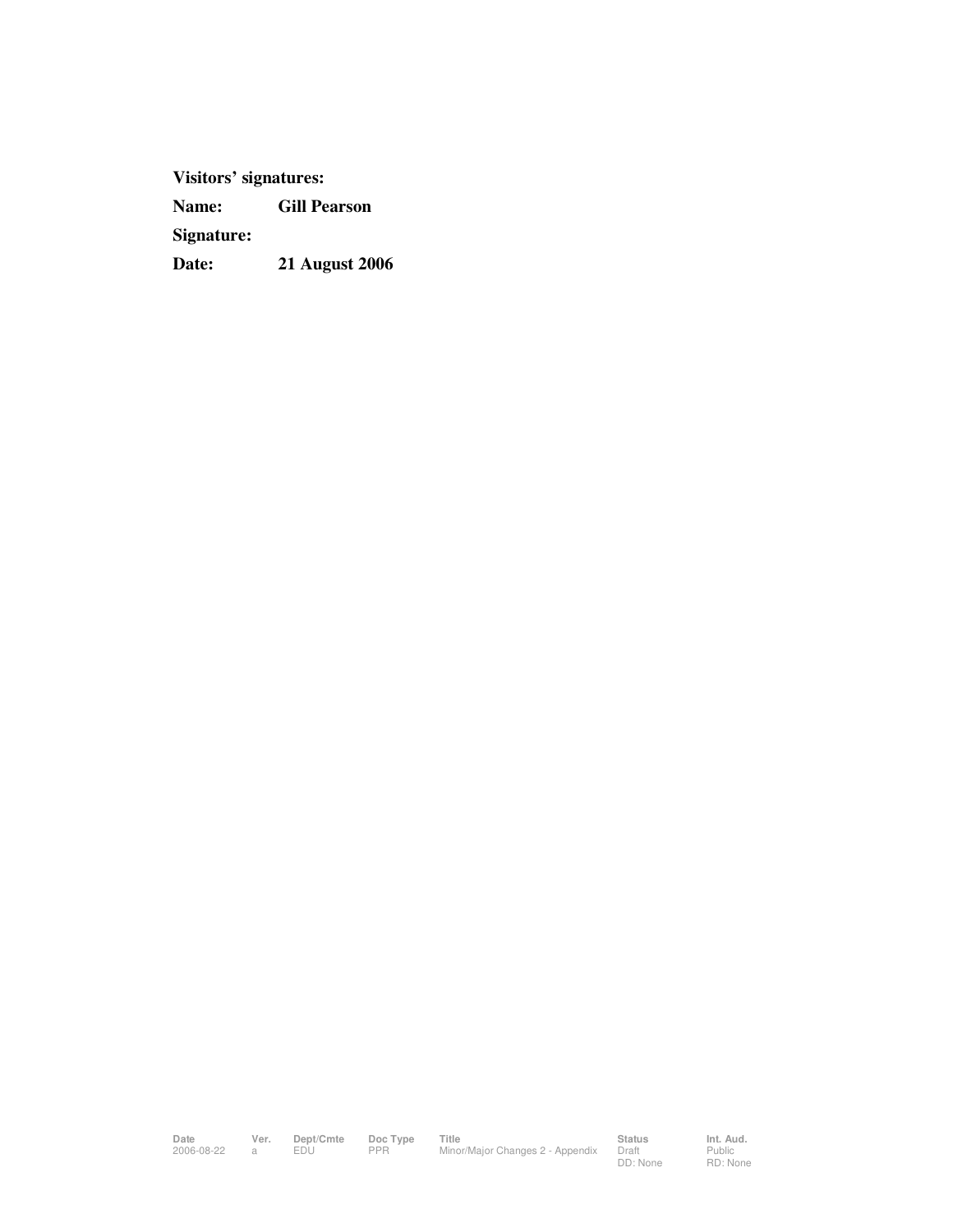**Visitors' signatures:**

**Name:** **Gill Pearson**

**Signature:**

**Date:** **21 August 2006**